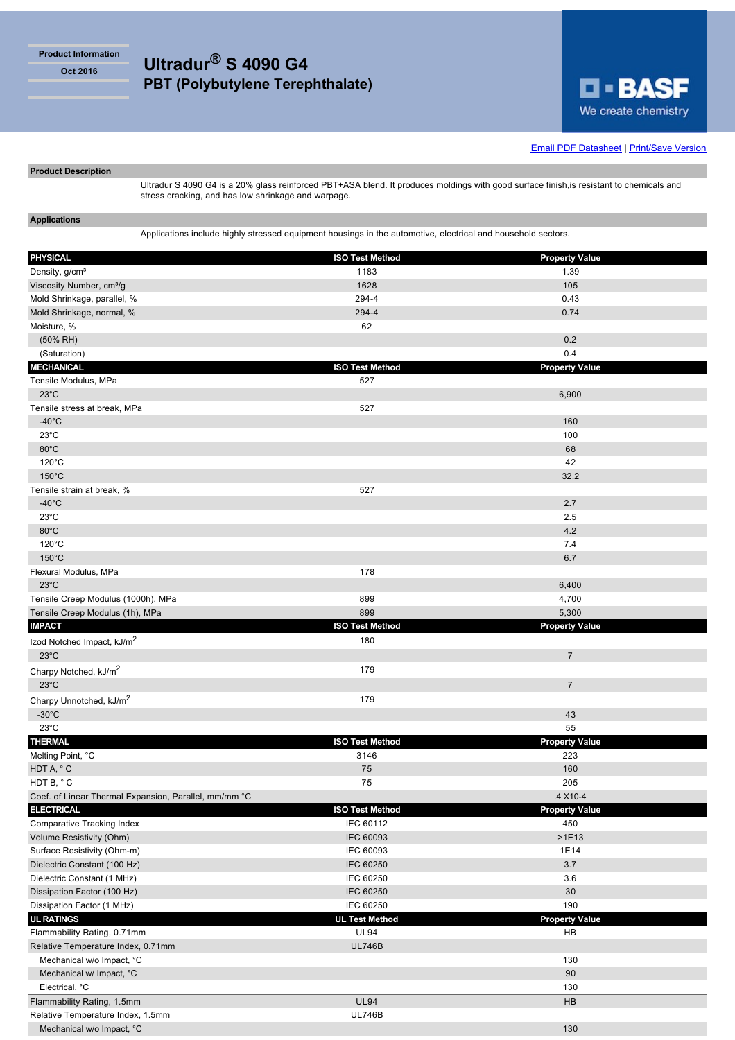Product Information

Oct 2016

# Ultradur® S 4090 G4

## PBT (Polybutylene Terephthalate)

BASF

We create chemistry

Email PDF Datasheet | Print/Save Version

**Product Description**

Ultradur S 4090 G4 is a 20% glass reinforced PBT+ASA blend. It produces moldings with good surface finish,is resistant to chemicals and stress cracking, and has low shrinkage and warpage.

**Applications**

Applications include highly stressed equipment housings in the automotive, electrical and household sectors.

| PHYSICAL | ISO Test Method | Property Value |
|---|---|---|
| Density, g/cm³ | 1183 | 1.39 |
| Viscosity Number, cm³/g | 1628 | 105 |
| Mold Shrinkage, parallel, % | 294-4 | 0.43 |
| Mold Shrinkage, normal, % | 294-4 | 0.74 |
| Moisture, % | 62 | |
| (50% RH) | | 0.2 |
| (Saturation) | | 0.4 |
| **MECHANICAL** | **ISO Test Method** | **Property Value** |
| Tensile Modulus, MPa | 527 | |
| 23°C | | 6,900 |
| Tensile stress at break, MPa | 527 | |
| -40°C | | 160 |
| 23°C | | 100 |
| 80°C | | 68 |
| 120°C | | 42 |
| 150°C | | 32.2 |
| Tensile strain at break, % | 527 | |
| -40°C | | 2.7 |
| 23°C | | 2.5 |
| 80°C | | 4.2 |
| 120°C | | 7.4 |
| 150°C | | 6.7 |
| Flexural Modulus, MPa | 178 | |
| 23°C | | 6,400 |
| Tensile Creep Modulus (1000h), MPa | 899 | 4,700 |
| Tensile Creep Modulus (1h), MPa | 899 | 5,300 |
| **IMPACT** | **ISO Test Method** | **Property Value** |
| Izod Notched Impact, kJ/m² | 180 | |
| 23°C | | 7 |
| Charpy Notched, kJ/m² | 179 | |
| 23°C | | 7 |
| Charpy Unnotched, kJ/m² | 179 | |
| -30°C | | 43 |
| 23°C | | 55 |
| **THERMAL** | **ISO Test Method** | **Property Value** |
| Melting Point, °C | 3146 | 223 |
| HDT A, ° C | 75 | 160 |
| HDT B, ° C | 75 | 205 |
| Coef. of Linear Thermal Expansion, Parallel, mm/mm °C | | .4 X10-4 |
| **ELECTRICAL** | **ISO Test Method** | **Property Value** |
| Comparative Tracking Index | IEC 60112 | 450 |
| Volume Resistivity (Ohm) | IEC 60093 | >1E13 |
| Surface Resistivity (Ohm-m) | IEC 60093 | 1E14 |
| Dielectric Constant (100 Hz) | IEC 60250 | 3.7 |
| Dielectric Constant (1 MHz) | IEC 60250 | 3.6 |
| Dissipation Factor (100 Hz) | IEC 60250 | 30 |
| Dissipation Factor (1 MHz) | IEC 60250 | 190 |
| **UL RATINGS** | **UL Test Method** | **Property Value** |
| Flammability Rating, 0.71mm | UL94 | HB |
| Relative Temperature Index, 0.71mm | UL746B | |
| Mechanical w/o Impact, °C | | 130 |
| Mechanical w/ Impact, °C | | 90 |
| Electrical, °C | | 130 |
| Flammability Rating, 1.5mm | UL94 | HB |
| Relative Temperature Index, 1.5mm | UL746B | |
| Mechanical w/o Impact, °C | | 130 |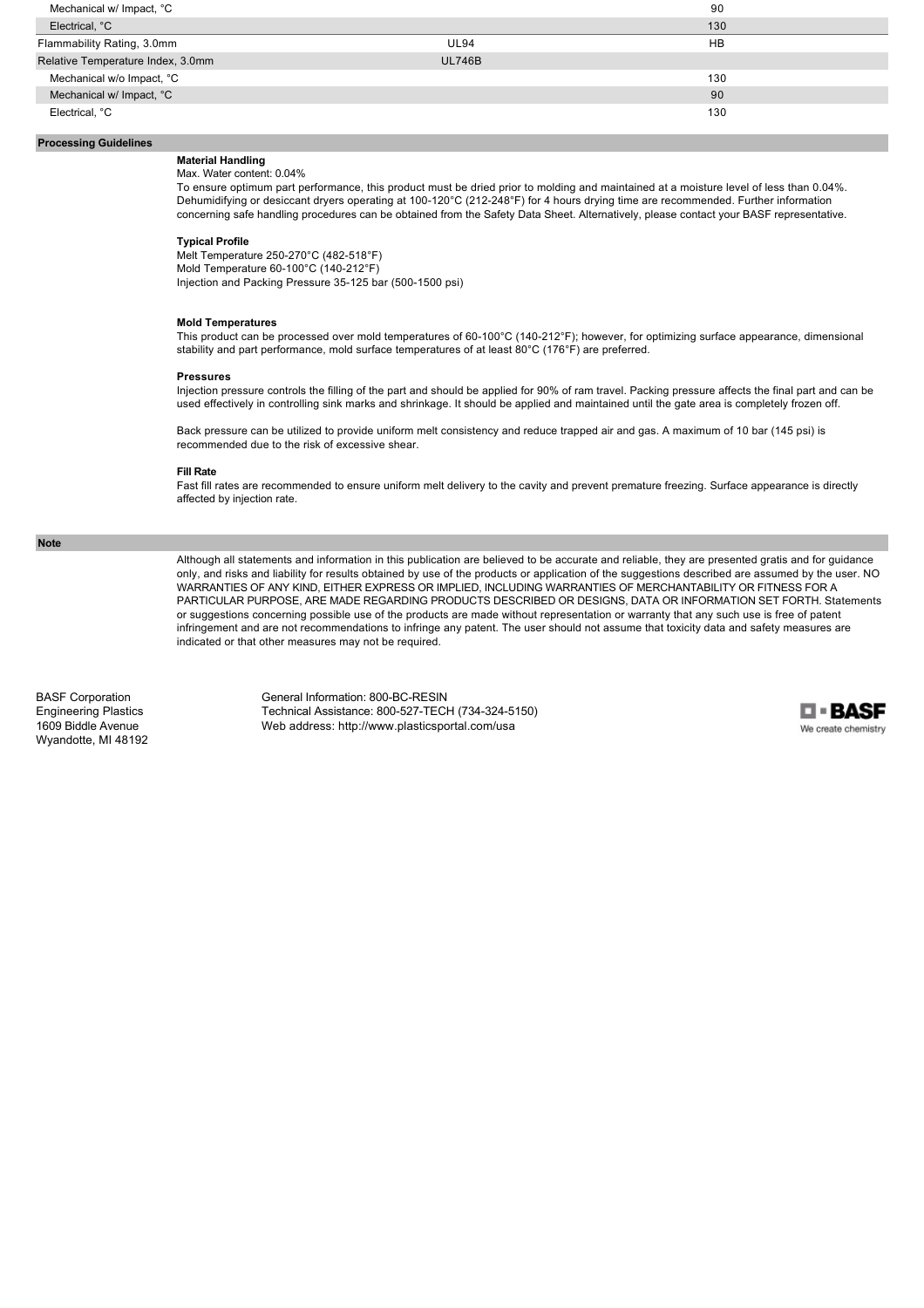| | | |
|---|---|---|
| Mechanical w/ Impact, °C | | 90 |
| Electrical, °C | | 130 |
| Flammability Rating, 3.0mm | UL94 | HB |
| Relative Temperature Index, 3.0mm | UL746B | |
| Mechanical w/o Impact, °C | | 130 |
| Mechanical w/ Impact, °C | | 90 |
| Electrical, °C | | 130 |

## Processing Guidelines

**Material Handling**

Max. Water content: 0.04%

To ensure optimum part performance, this product must be dried prior to molding and maintained at a moisture level of less than 0.04%. Dehumidifying or desiccant dryers operating at 100-120°C (212-248°F) for 4 hours drying time are recommended. Further information concerning safe handling procedures can be obtained from the Safety Data Sheet. Alternatively, please contact your BASF representative.

**Typical Profile**

Melt Temperature 250-270°C (482-518°F)
Mold Temperature 60-100°C (140-212°F)
Injection and Packing Pressure 35-125 bar (500-1500 psi)

**Mold Temperatures**

This product can be processed over mold temperatures of 60-100°C (140-212°F); however, for optimizing surface appearance, dimensional stability and part performance, mold surface temperatures of at least 80°C (176°F) are preferred.

**Pressures**

Injection pressure controls the filling of the part and should be applied for 90% of ram travel. Packing pressure affects the final part and can be used effectively in controlling sink marks and shrinkage. It should be applied and maintained until the gate area is completely frozen off.

Back pressure can be utilized to provide uniform melt consistency and reduce trapped air and gas. A maximum of 10 bar (145 psi) is recommended due to the risk of excessive shear.

**Fill Rate**

Fast fill rates are recommended to ensure uniform melt delivery to the cavity and prevent premature freezing. Surface appearance is directly affected by injection rate.

## Note

Although all statements and information in this publication are believed to be accurate and reliable, they are presented gratis and for guidance only, and risks and liability for results obtained by use of the products or application of the suggestions described are assumed by the user. NO WARRANTIES OF ANY KIND, EITHER EXPRESS OR IMPLIED, INCLUDING WARRANTIES OF MERCHANTABILITY OR FITNESS FOR A PARTICULAR PURPOSE, ARE MADE REGARDING PRODUCTS DESCRIBED OR DESIGNS, DATA OR INFORMATION SET FORTH. Statements or suggestions concerning possible use of the products are made without representation or warranty that any such use is free of patent infringement and are not recommendations to infringe any patent. The user should not assume that toxicity data and safety measures are indicated or that other measures may not be required.

BASF Corporation
Engineering Plastics
1609 Biddle Avenue
Wyandotte, MI 48192

General Information: 800-BC-RESIN
Technical Assistance: 800-527-TECH (734-324-5150)
Web address: http://www.plasticsportal.com/usa

BASF
We create chemistry